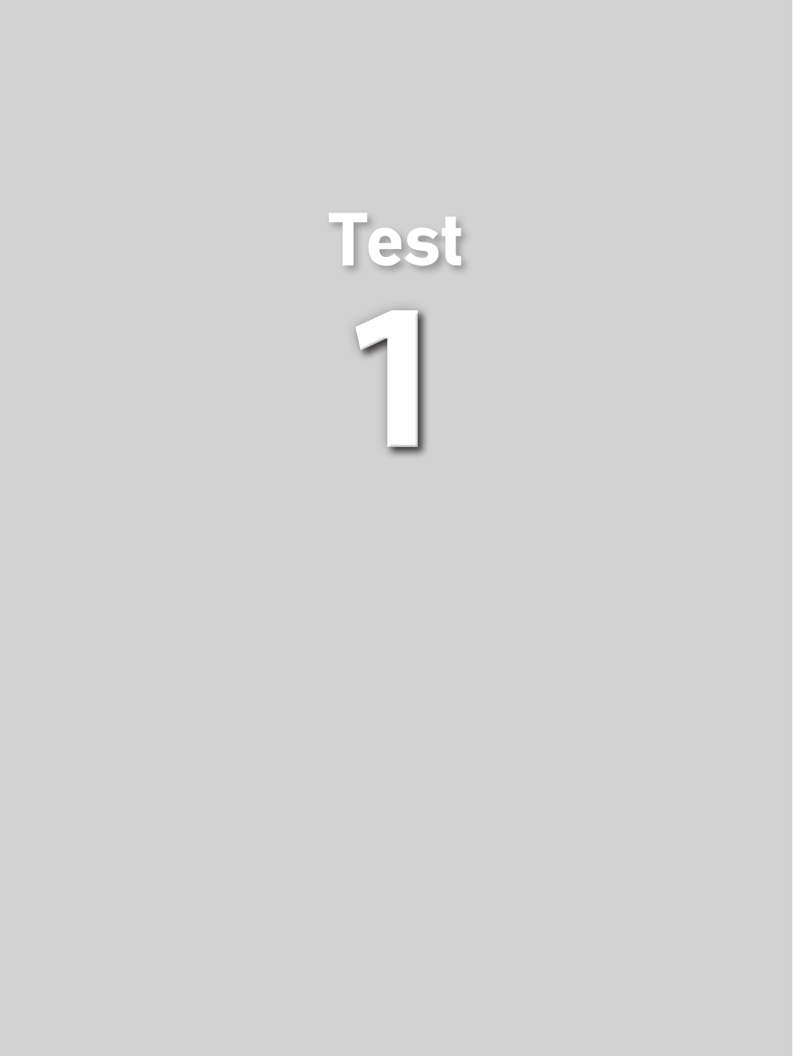# Test

# 1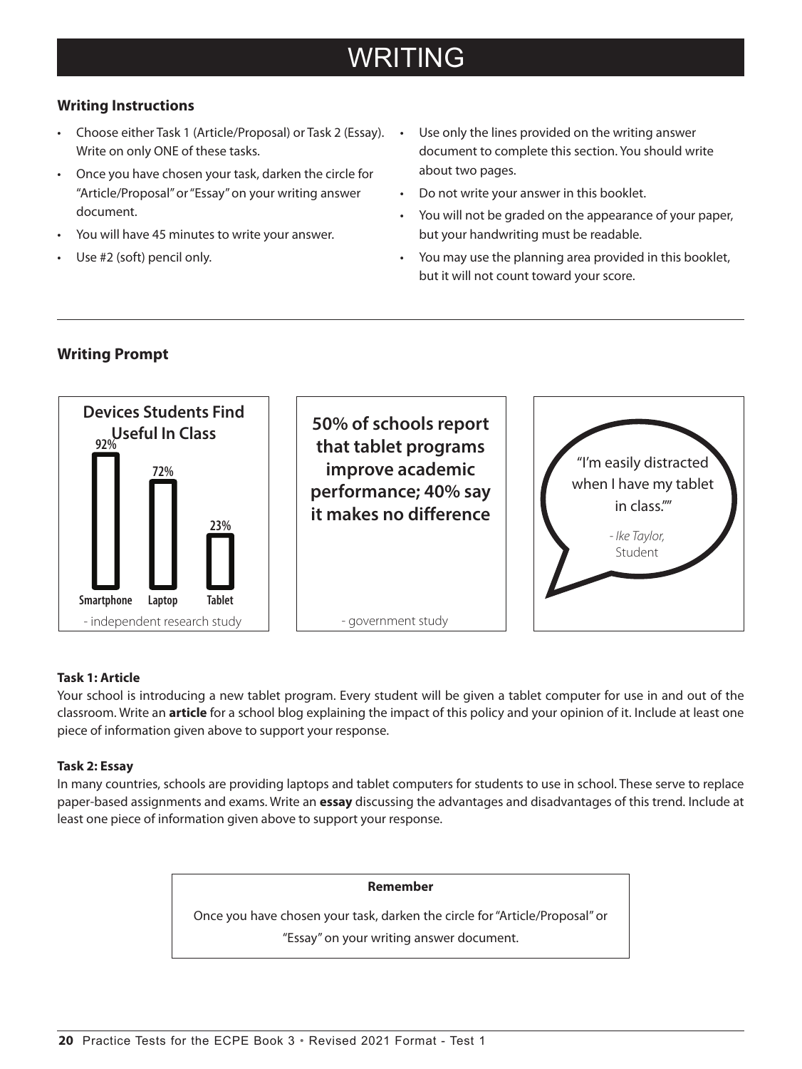# WRITING

### Writing Instructions

- Choose either Task 1 (Article/Proposal) or Task 2 (Essay). Write on only ONE of these tasks.
- Once you have chosen your task, darken the circle for "Article/Proposal" or "Essay" on your writing answer document.
- You will have 45 minutes to write your answer.
- Use #2 (soft) pencil only.
- Use only the lines provided on the writing answer document to complete this section. You should write about two pages.
- Do not write your answer in this booklet.
- You will not be graded on the appearance of your paper, but your handwriting must be readable.
- You may use the planning area provided in this booklet, but it will not count toward your score.

---

### Writing Prompt

**Devices Students Find Useful In Class**

| Smartphone | Laptop | Tablet |
|---|---|---|
| 92% | 72% | 23% |

- independent research study

**50% of schools report that tablet programs improve academic performance; 40% say it makes no difference**

- government study

"I'm easily distracted when I have my tablet in class.""

*- Ike Taylor,* Student

**Task 1: Article**

Your school is introducing a new tablet program. Every student will be given a tablet computer for use in and out of the classroom. Write an **article** for a school blog explaining the impact of this policy and your opinion of it. Include at least one piece of information given above to support your response.

**Task 2: Essay**

In many countries, schools are providing laptops and tablet computers for students to use in school. These serve to replace paper-based assignments and exams. Write an **essay** discussing the advantages and disadvantages of this trend. Include at least one piece of information given above to support your response.

**Remember**

Once you have chosen your task, darken the circle for "Article/Proposal" or "Essay" on your writing answer document.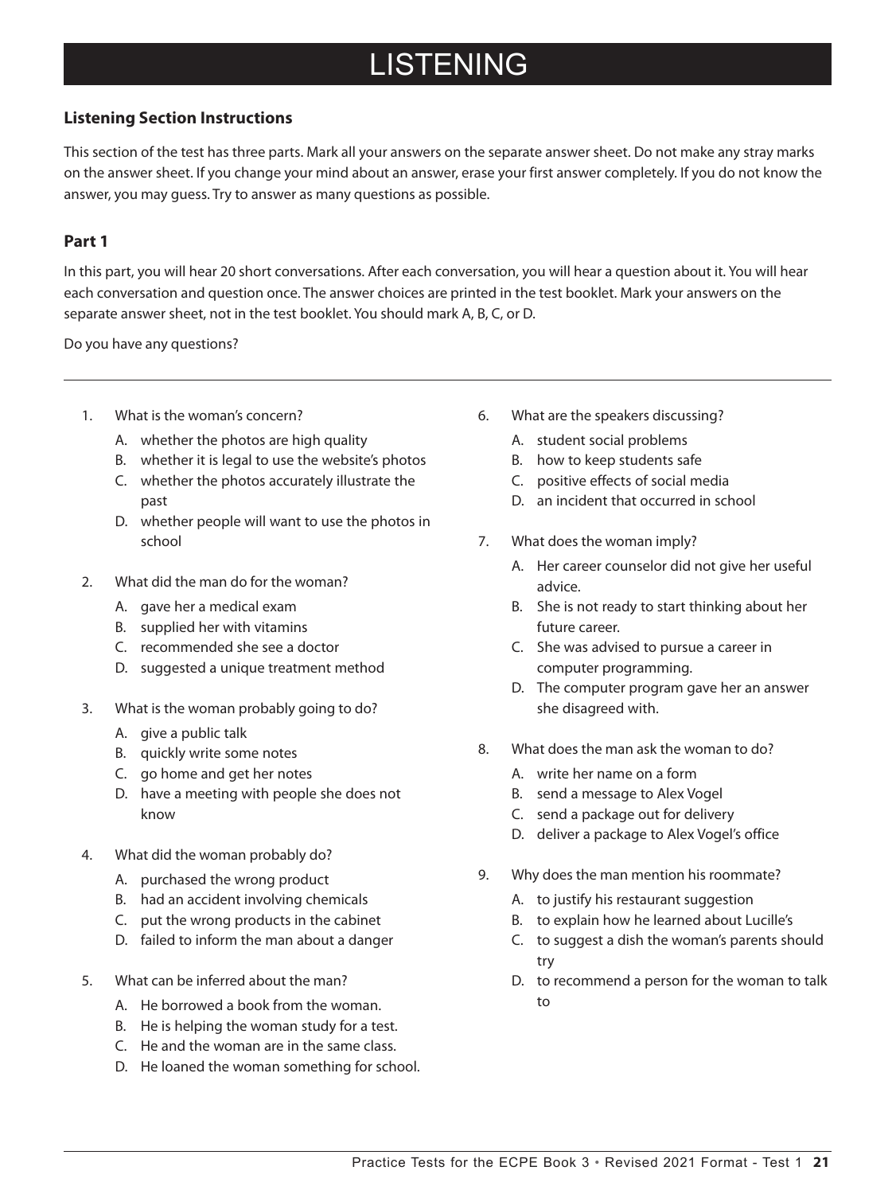# LISTENING

### Listening Section Instructions

This section of the test has three parts. Mark all your answers on the separate answer sheet. Do not make any stray marks on the answer sheet. If you change your mind about an answer, erase your first answer completely. If you do not know the answer, you may guess. Try to answer as many questions as possible.

### Part 1

In this part, you will hear 20 short conversations. After each conversation, you will hear a question about it. You will hear each conversation and question once. The answer choices are printed in the test booklet. Mark your answers on the separate answer sheet, not in the test booklet. You should mark A, B, C, or D.

Do you have any questions?

---

1. What is the woman's concern?
   - A. whether the photos are high quality
   - B. whether it is legal to use the website's photos
   - C. whether the photos accurately illustrate the past
   - D. whether people will want to use the photos in school

2. What did the man do for the woman?
   - A. gave her a medical exam
   - B. supplied her with vitamins
   - C. recommended she see a doctor
   - D. suggested a unique treatment method

3. What is the woman probably going to do?
   - A. give a public talk
   - B. quickly write some notes
   - C. go home and get her notes
   - D. have a meeting with people she does not know

4. What did the woman probably do?
   - A. purchased the wrong product
   - B. had an accident involving chemicals
   - C. put the wrong products in the cabinet
   - D. failed to inform the man about a danger

5. What can be inferred about the man?
   - A. He borrowed a book from the woman.
   - B. He is helping the woman study for a test.
   - C. He and the woman are in the same class.
   - D. He loaned the woman something for school.

6. What are the speakers discussing?
   - A. student social problems
   - B. how to keep students safe
   - C. positive effects of social media
   - D. an incident that occurred in school

7. What does the woman imply?
   - A. Her career counselor did not give her useful advice.
   - B. She is not ready to start thinking about her future career.
   - C. She was advised to pursue a career in computer programming.
   - D. The computer program gave her an answer she disagreed with.

8. What does the man ask the woman to do?
   - A. write her name on a form
   - B. send a message to Alex Vogel
   - C. send a package out for delivery
   - D. deliver a package to Alex Vogel's office

9. Why does the man mention his roommate?
   - A. to justify his restaurant suggestion
   - B. to explain how he learned about Lucille's
   - C. to suggest a dish the woman's parents should try
   - D. to recommend a person for the woman to talk to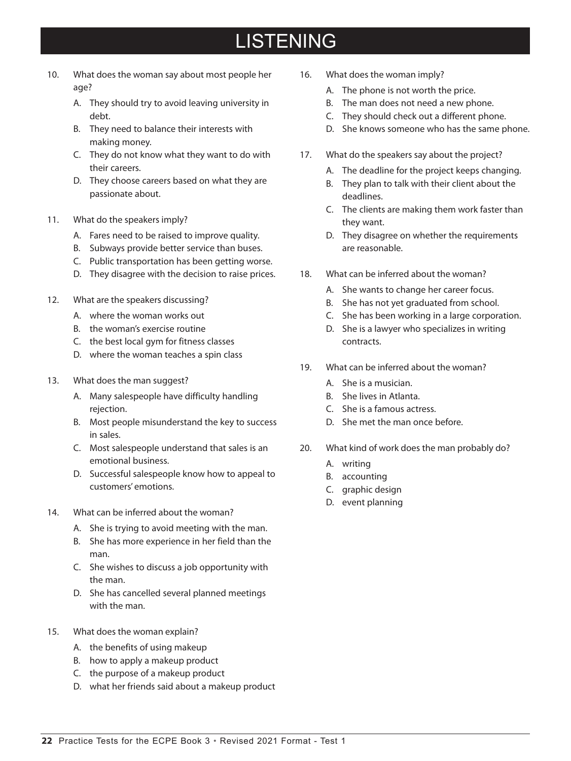# LISTENING

10. What does the woman say about most people her age?
    - A. They should try to avoid leaving university in debt.
    - B. They need to balance their interests with making money.
    - C. They do not know what they want to do with their careers.
    - D. They choose careers based on what they are passionate about.

11. What do the speakers imply?
    - A. Fares need to be raised to improve quality.
    - B. Subways provide better service than buses.
    - C. Public transportation has been getting worse.
    - D. They disagree with the decision to raise prices.

12. What are the speakers discussing?
    - A. where the woman works out
    - B. the woman's exercise routine
    - C. the best local gym for fitness classes
    - D. where the woman teaches a spin class

13. What does the man suggest?
    - A. Many salespeople have difficulty handling rejection.
    - B. Most people misunderstand the key to success in sales.
    - C. Most salespeople understand that sales is an emotional business.
    - D. Successful salespeople know how to appeal to customers' emotions.

14. What can be inferred about the woman?
    - A. She is trying to avoid meeting with the man.
    - B. She has more experience in her field than the man.
    - C. She wishes to discuss a job opportunity with the man.
    - D. She has cancelled several planned meetings with the man.

15. What does the woman explain?
    - A. the benefits of using makeup
    - B. how to apply a makeup product
    - C. the purpose of a makeup product
    - D. what her friends said about a makeup product

16. What does the woman imply?
    - A. The phone is not worth the price.
    - B. The man does not need a new phone.
    - C. They should check out a different phone.
    - D. She knows someone who has the same phone.

17. What do the speakers say about the project?
    - A. The deadline for the project keeps changing.
    - B. They plan to talk with their client about the deadlines.
    - C. The clients are making them work faster than they want.
    - D. They disagree on whether the requirements are reasonable.

18. What can be inferred about the woman?
    - A. She wants to change her career focus.
    - B. She has not yet graduated from school.
    - C. She has been working in a large corporation.
    - D. She is a lawyer who specializes in writing contracts.

19. What can be inferred about the woman?
    - A. She is a musician.
    - B. She lives in Atlanta.
    - C. She is a famous actress.
    - D. She met the man once before.

20. What kind of work does the man probably do?
    - A. writing
    - B. accounting
    - C. graphic design
    - D. event planning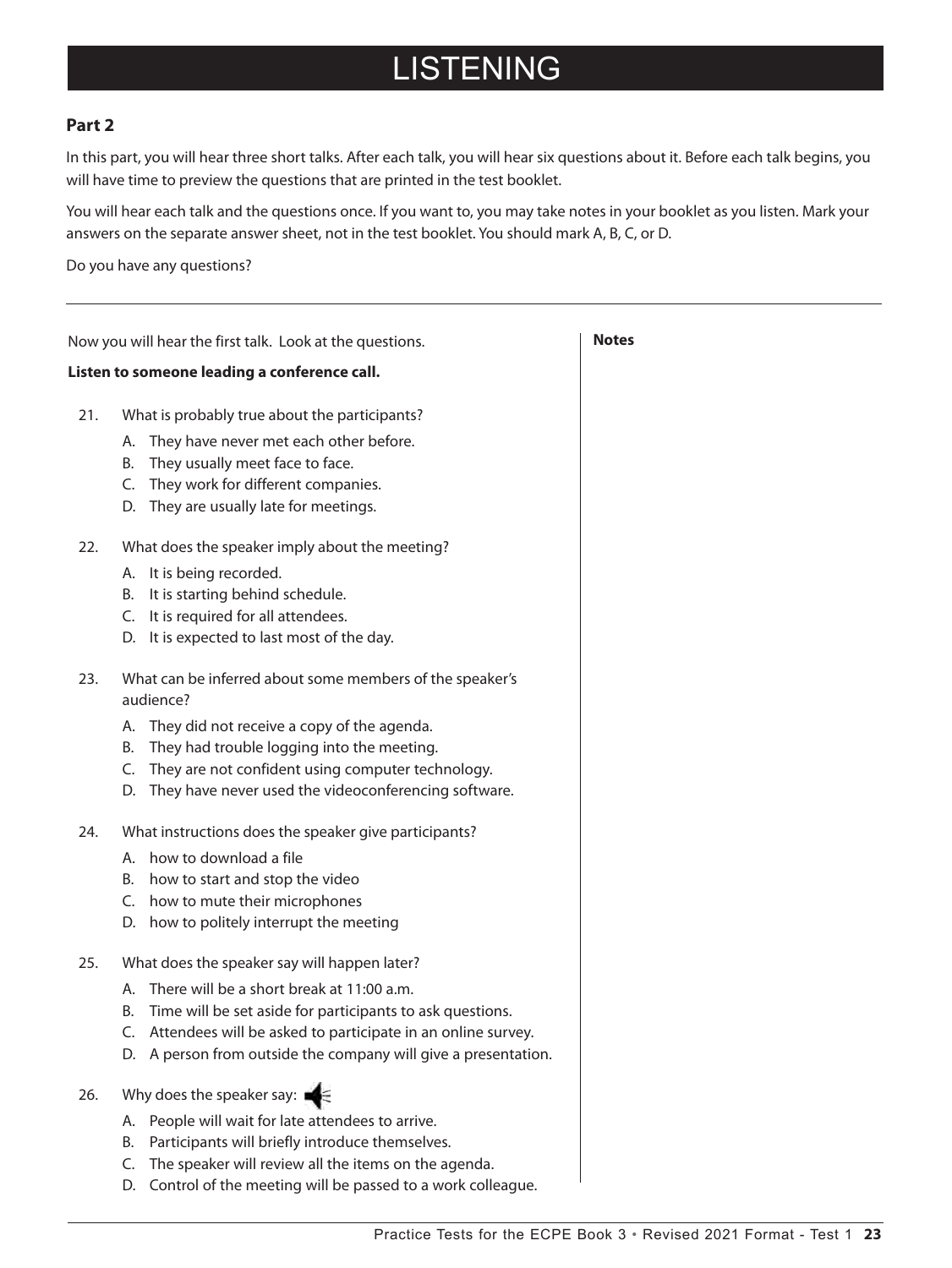# LISTENING

## Part 2

In this part, you will hear three short talks. After each talk, you will hear six questions about it. Before each talk begins, you will have time to preview the questions that are printed in the test booklet.

You will hear each talk and the questions once. If you want to, you may take notes in your booklet as you listen. Mark your answers on the separate answer sheet, not in the test booklet. You should mark A, B, C, or D.

Do you have any questions?

---

Now you will hear the first talk. Look at the questions.

**Listen to someone leading a conference call.**

21. What is probably true about the participants?
    - A. They have never met each other before.
    - B. They usually meet face to face.
    - C. They work for different companies.
    - D. They are usually late for meetings.

22. What does the speaker imply about the meeting?
    - A. It is being recorded.
    - B. It is starting behind schedule.
    - C. It is required for all attendees.
    - D. It is expected to last most of the day.

23. What can be inferred about some members of the speaker's audience?
    - A. They did not receive a copy of the agenda.
    - B. They had trouble logging into the meeting.
    - C. They are not confident using computer technology.
    - D. They have never used the videoconferencing software.

24. What instructions does the speaker give participants?
    - A. how to download a file
    - B. how to start and stop the video
    - C. how to mute their microphones
    - D. how to politely interrupt the meeting

25. What does the speaker say will happen later?
    - A. There will be a short break at 11:00 a.m.
    - B. Time will be set aside for participants to ask questions.
    - C. Attendees will be asked to participate in an online survey.
    - D. A person from outside the company will give a presentation.

26. Why does the speaker say:
    - A. People will wait for late attendees to arrive.
    - B. Participants will briefly introduce themselves.
    - C. The speaker will review all the items on the agenda.
    - D. Control of the meeting will be passed to a work colleague.

**Notes**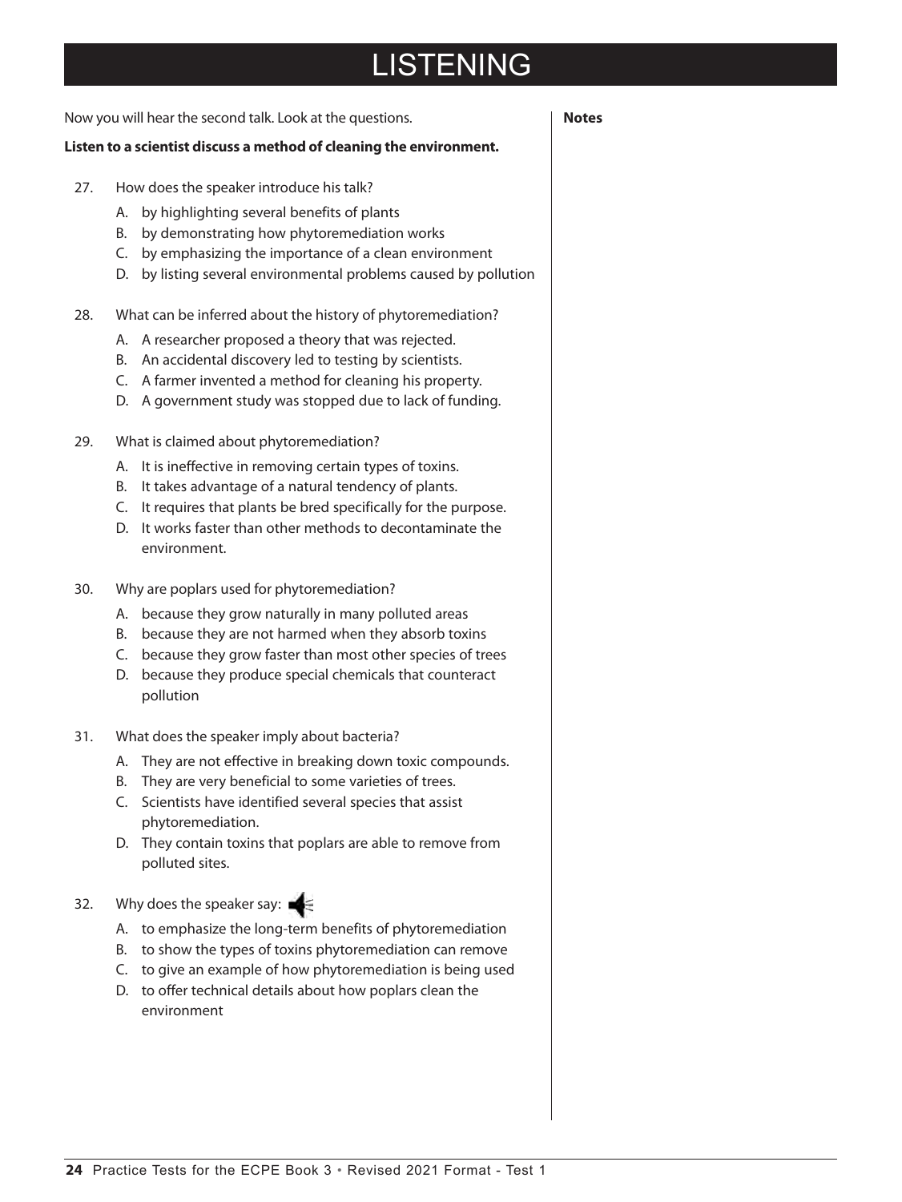# LISTENING

Now you will hear the second talk. Look at the questions.

**Listen to a scientist discuss a method of cleaning the environment.**

27. How does the speaker introduce his talk?
    - A. by highlighting several benefits of plants
    - B. by demonstrating how phytoremediation works
    - C. by emphasizing the importance of a clean environment
    - D. by listing several environmental problems caused by pollution

28. What can be inferred about the history of phytoremediation?
    - A. A researcher proposed a theory that was rejected.
    - B. An accidental discovery led to testing by scientists.
    - C. A farmer invented a method for cleaning his property.
    - D. A government study was stopped due to lack of funding.

29. What is claimed about phytoremediation?
    - A. It is ineffective in removing certain types of toxins.
    - B. It takes advantage of a natural tendency of plants.
    - C. It requires that plants be bred specifically for the purpose.
    - D. It works faster than other methods to decontaminate the environment.

30. Why are poplars used for phytoremediation?
    - A. because they grow naturally in many polluted areas
    - B. because they are not harmed when they absorb toxins
    - C. because they grow faster than most other species of trees
    - D. because they produce special chemicals that counteract pollution

31. What does the speaker imply about bacteria?
    - A. They are not effective in breaking down toxic compounds.
    - B. They are very beneficial to some varieties of trees.
    - C. Scientists have identified several species that assist phytoremediation.
    - D. They contain toxins that poplars are able to remove from polluted sites.

32. Why does the speaker say:
    - A. to emphasize the long-term benefits of phytoremediation
    - B. to show the types of toxins phytoremediation can remove
    - C. to give an example of how phytoremediation is being used
    - D. to offer technical details about how poplars clean the environment

**Notes**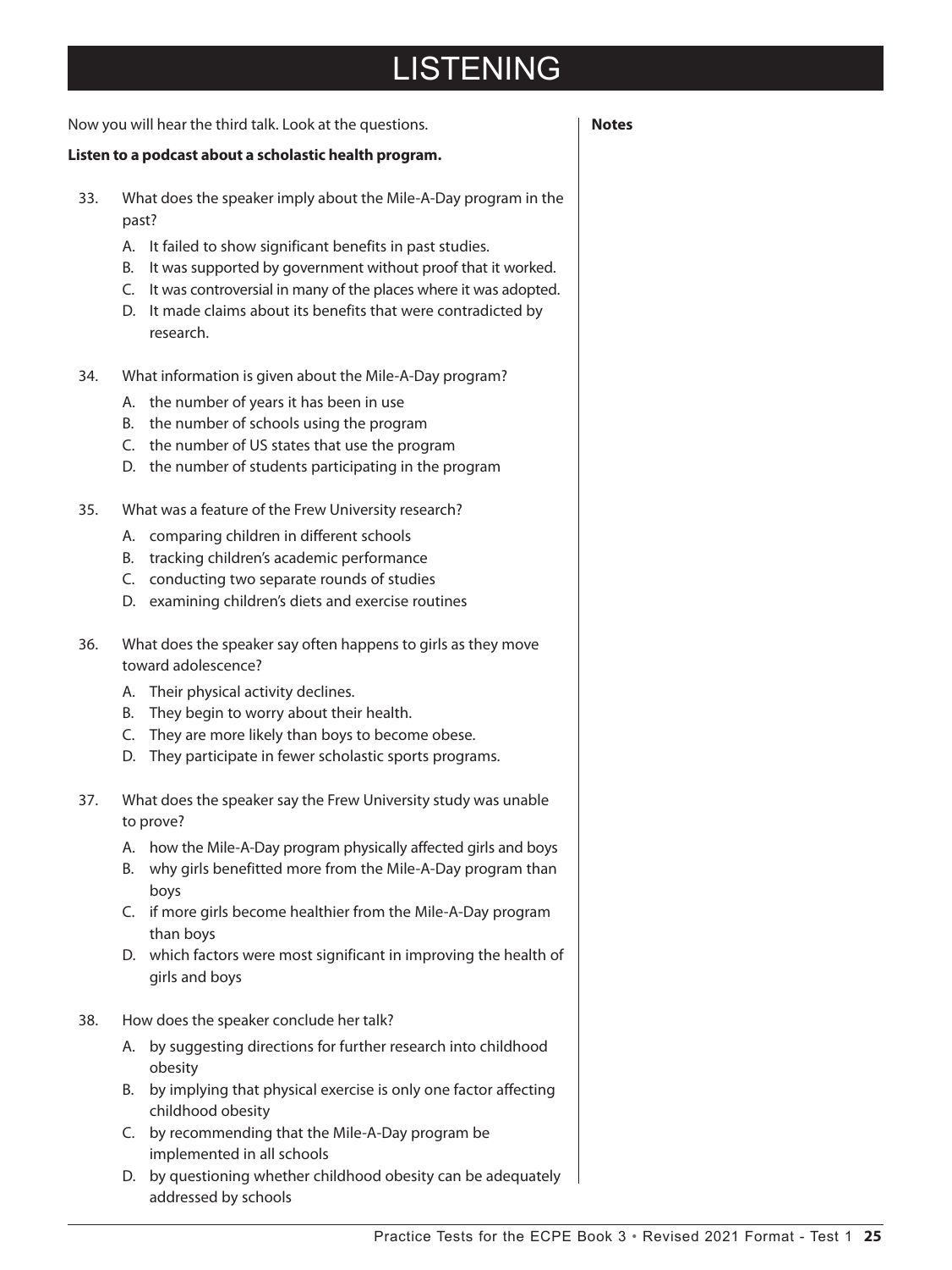# LISTENING

Now you will hear the third talk. Look at the questions.

**Listen to a podcast about a scholastic health program.**

33. What does the speaker imply about the Mile-A-Day program in the past?
    - A. It failed to show significant benefits in past studies.
    - B. It was supported by government without proof that it worked.
    - C. It was controversial in many of the places where it was adopted.
    - D. It made claims about its benefits that were contradicted by research.

34. What information is given about the Mile-A-Day program?
    - A. the number of years it has been in use
    - B. the number of schools using the program
    - C. the number of US states that use the program
    - D. the number of students participating in the program

35. What was a feature of the Frew University research?
    - A. comparing children in different schools
    - B. tracking children's academic performance
    - C. conducting two separate rounds of studies
    - D. examining children's diets and exercise routines

36. What does the speaker say often happens to girls as they move toward adolescence?
    - A. Their physical activity declines.
    - B. They begin to worry about their health.
    - C. They are more likely than boys to become obese.
    - D. They participate in fewer scholastic sports programs.

37. What does the speaker say the Frew University study was unable to prove?
    - A. how the Mile-A-Day program physically affected girls and boys
    - B. why girls benefitted more from the Mile-A-Day program than boys
    - C. if more girls become healthier from the Mile-A-Day program than boys
    - D. which factors were most significant in improving the health of girls and boys

38. How does the speaker conclude her talk?
    - A. by suggesting directions for further research into childhood obesity
    - B. by implying that physical exercise is only one factor affecting childhood obesity
    - C. by recommending that the Mile-A-Day program be implemented in all schools
    - D. by questioning whether childhood obesity can be adequately addressed by schools

**Notes**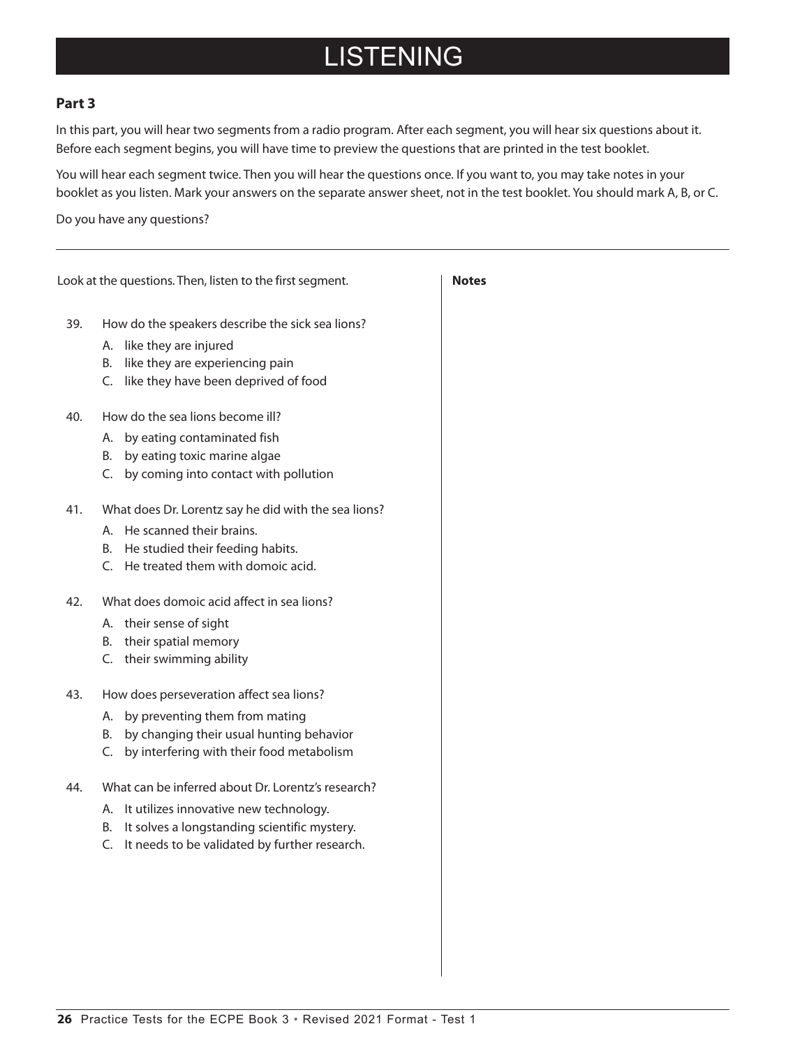# LISTENING

## Part 3

In this part, you will hear two segments from a radio program. After each segment, you will hear six questions about it. Before each segment begins, you will have time to preview the questions that are printed in the test booklet.

You will hear each segment twice. Then you will hear the questions once. If you want to, you may take notes in your booklet as you listen. Mark your answers on the separate answer sheet, not in the test booklet. You should mark A, B, or C.

Do you have any questions?

---

Look at the questions. Then, listen to the first segment.

39. How do the speakers describe the sick sea lions?
    - A. like they are injured
    - B. like they are experiencing pain
    - C. like they have been deprived of food

40. How do the sea lions become ill?
    - A. by eating contaminated fish
    - B. by eating toxic marine algae
    - C. by coming into contact with pollution

41. What does Dr. Lorentz say he did with the sea lions?
    - A. He scanned their brains.
    - B. He studied their feeding habits.
    - C. He treated them with domoic acid.

42. What does domoic acid affect in sea lions?
    - A. their sense of sight
    - B. their spatial memory
    - C. their swimming ability

43. How does perseveration affect sea lions?
    - A. by preventing them from mating
    - B. by changing their usual hunting behavior
    - C. by interfering with their food metabolism

44. What can be inferred about Dr. Lorentz's research?
    - A. It utilizes innovative new technology.
    - B. It solves a longstanding scientific mystery.
    - C. It needs to be validated by further research.

**Notes**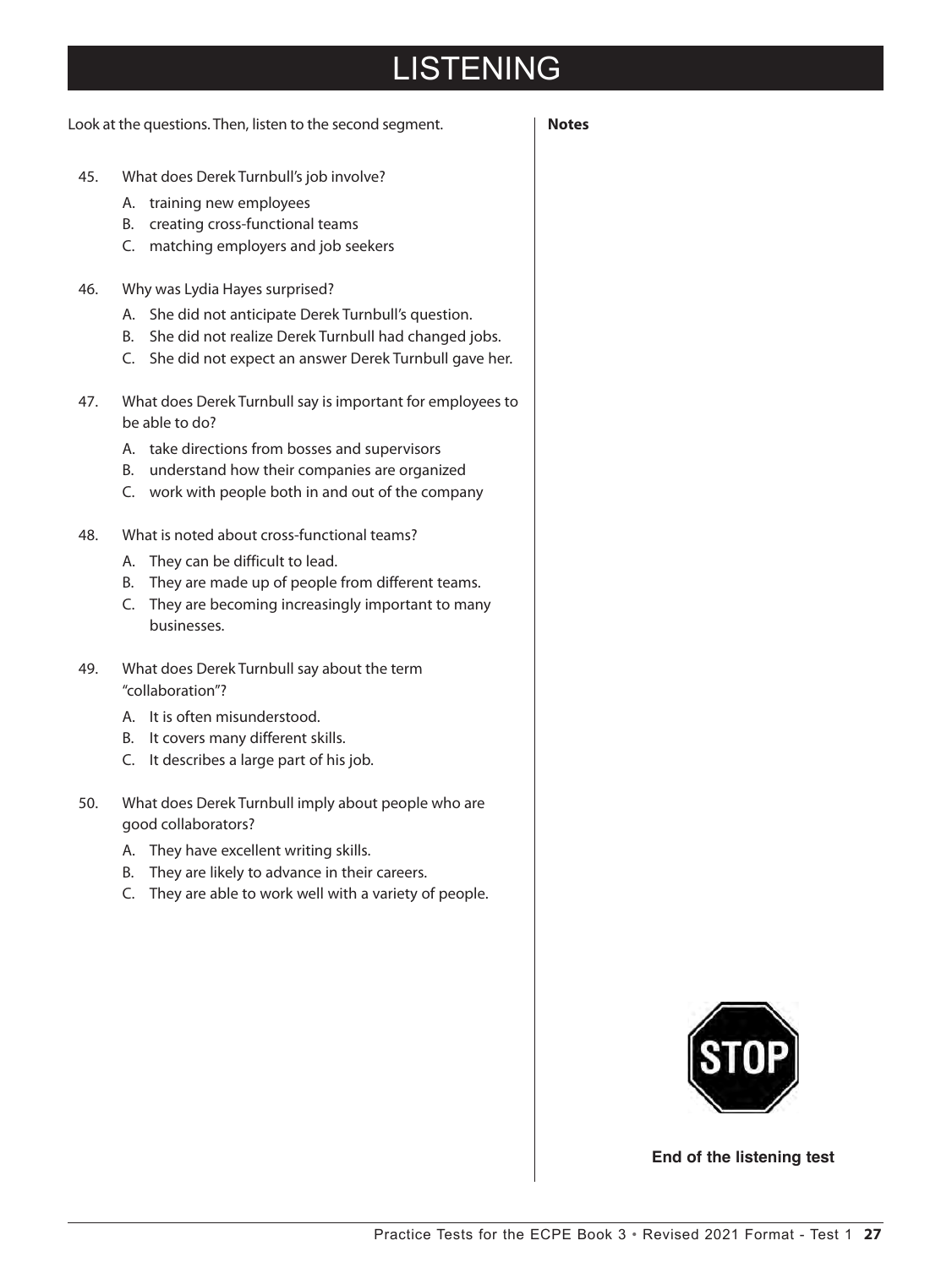# LISTENING

Look at the questions. Then, listen to the second segment.

**Notes**

45. What does Derek Turnbull's job involve?
    - A. training new employees
    - B. creating cross-functional teams
    - C. matching employers and job seekers

46. Why was Lydia Hayes surprised?
    - A. She did not anticipate Derek Turnbull's question.
    - B. She did not realize Derek Turnbull had changed jobs.
    - C. She did not expect an answer Derek Turnbull gave her.

47. What does Derek Turnbull say is important for employees to be able to do?
    - A. take directions from bosses and supervisors
    - B. understand how their companies are organized
    - C. work with people both in and out of the company

48. What is noted about cross-functional teams?
    - A. They can be difficult to lead.
    - B. They are made up of people from different teams.
    - C. They are becoming increasingly important to many businesses.

49. What does Derek Turnbull say about the term "collaboration"?
    - A. It is often misunderstood.
    - B. It covers many different skills.
    - C. It describes a large part of his job.

50. What does Derek Turnbull imply about people who are good collaborators?
    - A. They have excellent writing skills.
    - B. They are likely to advance in their careers.
    - C. They are able to work well with a variety of people.

STOP

**End of the listening test**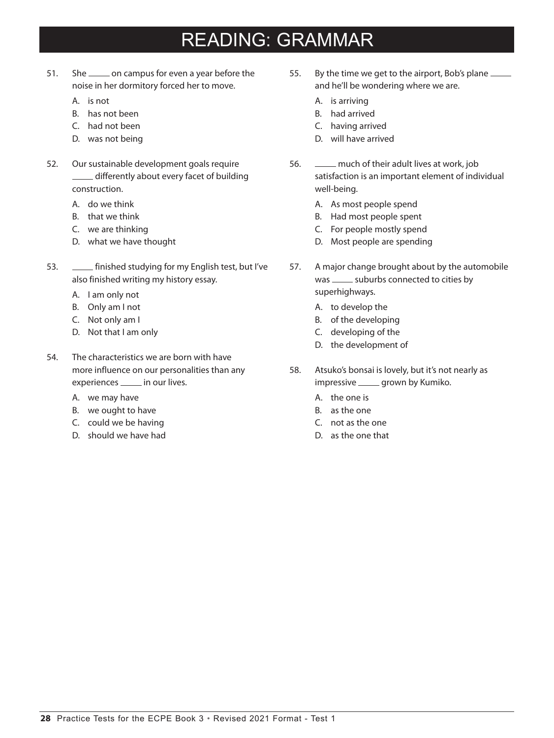# READING: GRAMMAR

51. She _____ on campus for even a year before the noise in her dormitory forced her to move.

    A. is not
    B. has not been
    C. had not been
    D. was not being

52. Our sustainable development goals require _____ differently about every facet of building construction.

    A. do we think
    B. that we think
    C. we are thinking
    D. what we have thought

53. _____ finished studying for my English test, but I've also finished writing my history essay.

    A. I am only not
    B. Only am I not
    C. Not only am I
    D. Not that I am only

54. The characteristics we are born with have more influence on our personalities than any experiences _____ in our lives.

    A. we may have
    B. we ought to have
    C. could we be having
    D. should we have had

55. By the time we get to the airport, Bob's plane _____ and he'll be wondering where we are.

    A. is arriving
    B. had arrived
    C. having arrived
    D. will have arrived

56. _____ much of their adult lives at work, job satisfaction is an important element of individual well-being.

    A. As most people spend
    B. Had most people spent
    C. For people mostly spend
    D. Most people are spending

57. A major change brought about by the automobile was _____ suburbs connected to cities by superhighways.

    A. to develop the
    B. of the developing
    C. developing of the
    D. the development of

58. Atsuko's bonsai is lovely, but it's not nearly as impressive _____ grown by Kumiko.

    A. the one is
    B. as the one
    C. not as the one
    D. as the one that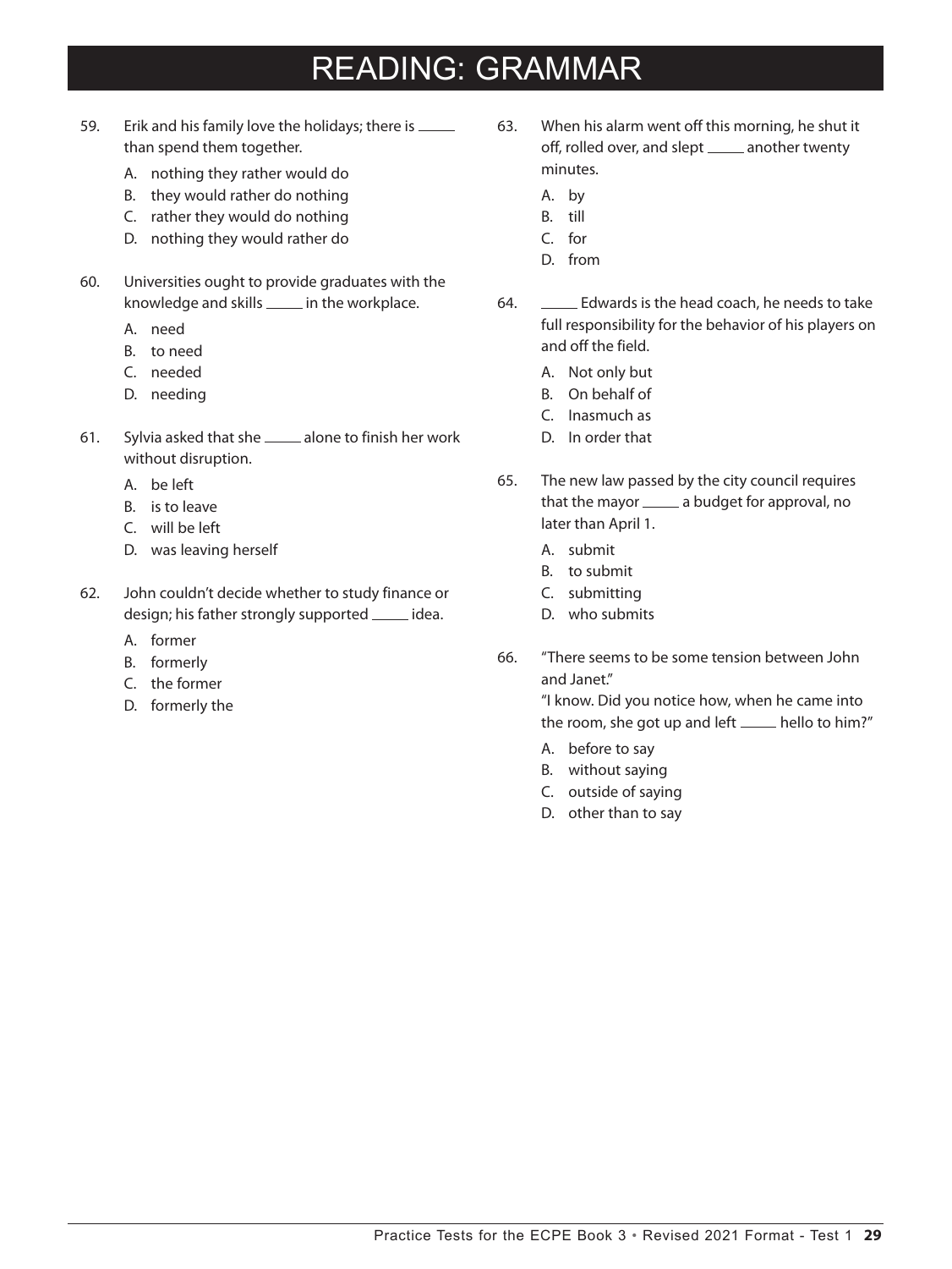# READING: GRAMMAR

59. Erik and his family love the holidays; there is _____ than spend them together.

    A. nothing they rather would do
    B. they would rather do nothing
    C. rather they would do nothing
    D. nothing they would rather do

60. Universities ought to provide graduates with the knowledge and skills _____ in the workplace.

    A. need
    B. to need
    C. needed
    D. needing

61. Sylvia asked that she _____ alone to finish her work without disruption.

    A. be left
    B. is to leave
    C. will be left
    D. was leaving herself

62. John couldn't decide whether to study finance or design; his father strongly supported _____ idea.

    A. former
    B. formerly
    C. the former
    D. formerly the

63. When his alarm went off this morning, he shut it off, rolled over, and slept _____ another twenty minutes.

    A. by
    B. till
    C. for
    D. from

64. _____ Edwards is the head coach, he needs to take full responsibility for the behavior of his players on and off the field.

    A. Not only but
    B. On behalf of
    C. Inasmuch as
    D. In order that

65. The new law passed by the city council requires that the mayor _____ a budget for approval, no later than April 1.

    A. submit
    B. to submit
    C. submitting
    D. who submits

66. "There seems to be some tension between John and Janet."
    "I know. Did you notice how, when he came into the room, she got up and left _____ hello to him?"

    A. before to say
    B. without saying
    C. outside of saying
    D. other than to say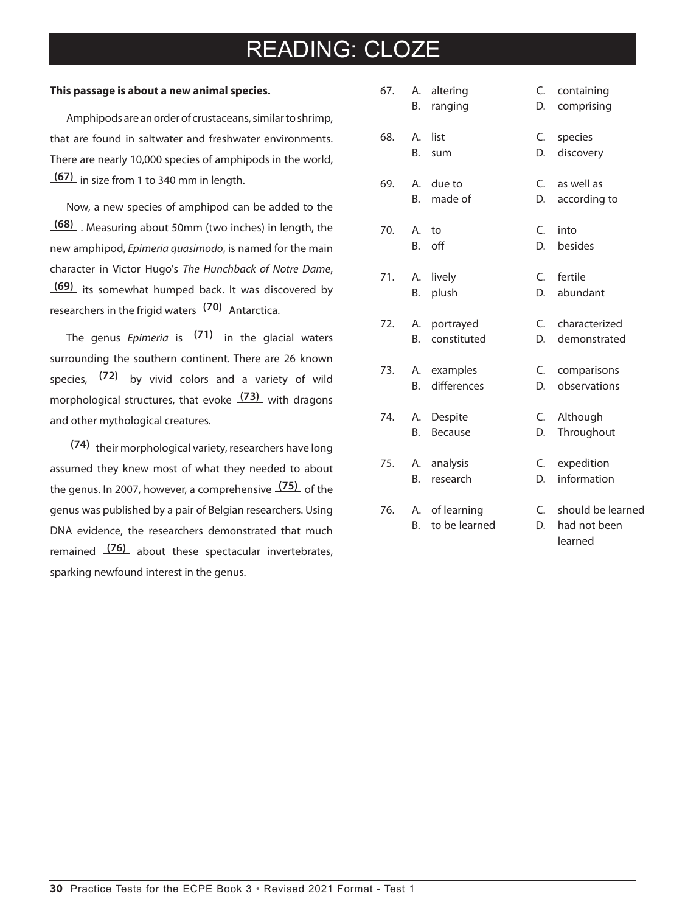# READING: CLOZE

**This passage is about a new animal species.**

Amphipods are an order of crustaceans, similar to shrimp, that are found in saltwater and freshwater environments. There are nearly 10,000 species of amphipods in the world, __(67)__ in size from 1 to 340 mm in length.

Now, a new species of amphipod can be added to the __(68)__. Measuring about 50mm (two inches) in length, the new amphipod, *Epimeria quasimodo*, is named for the main character in Victor Hugo's *The Hunchback of Notre Dame*, __(69)__ its somewhat humped back. It was discovered by researchers in the frigid waters __(70)__ Antarctica.

The genus *Epimeria* is __(71)__ in the glacial waters surrounding the southern continent. There are 26 known species, __(72)__ by vivid colors and a variety of wild morphological structures, that evoke __(73)__ with dragons and other mythological creatures.

__(74)__ their morphological variety, researchers have long assumed they knew most of what they needed to about the genus. In 2007, however, a comprehensive __(75)__ of the genus was published by a pair of Belgian researchers. Using DNA evidence, the researchers demonstrated that much remained __(76)__ about these spectacular invertebrates, sparking newfound interest in the genus.

67. A. altering  
    B. ranging  
    C. containing  
    D. comprising

68. A. list  
    B. sum  
    C. species  
    D. discovery

69. A. due to  
    B. made of  
    C. as well as  
    D. according to

70. A. to  
    B. off  
    C. into  
    D. besides

71. A. lively  
    B. plush  
    C. fertile  
    D. abundant

72. A. portrayed  
    B. constituted  
    C. characterized  
    D. demonstrated

73. A. examples  
    B. differences  
    C. comparisons  
    D. observations

74. A. Despite  
    B. Because  
    C. Although  
    D. Throughout

75. A. analysis  
    B. research  
    C. expedition  
    D. information

76. A. of learning  
    B. to be learned  
    C. should be learned  
    D. had not been learned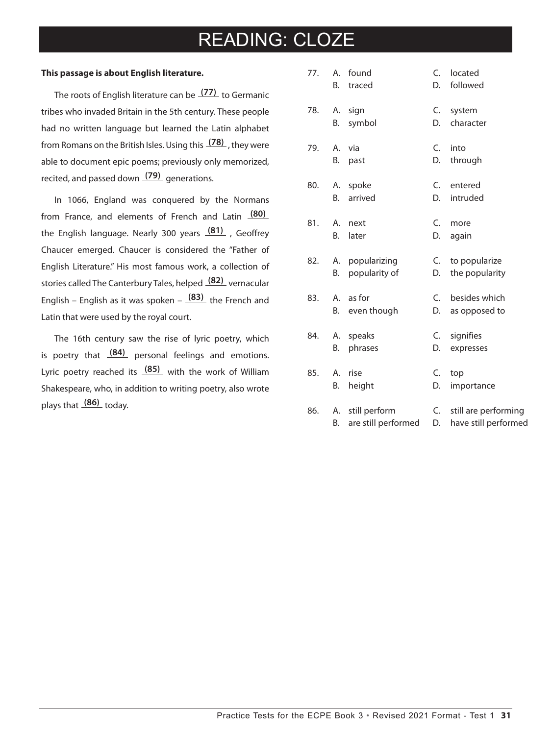# READING: CLOZE

**This passage is about English literature.**

The roots of English literature can be **(77)** to Germanic tribes who invaded Britain in the 5th century. These people had no written language but learned the Latin alphabet from Romans on the British Isles. Using this **(78)**, they were able to document epic poems; previously only memorized, recited, and passed down **(79)** generations.

In 1066, England was conquered by the Normans from France, and elements of French and Latin **(80)** the English language. Nearly 300 years **(81)**, Geoffrey Chaucer emerged. Chaucer is considered the "Father of English Literature." His most famous work, a collection of stories called The Canterbury Tales, helped **(82)** vernacular English – English as it was spoken – **(83)** the French and Latin that were used by the royal court.

The 16th century saw the rise of lyric poetry, which is poetry that **(84)** personal feelings and emotions. Lyric poetry reached its **(85)** with the work of William Shakespeare, who, in addition to writing poetry, also wrote plays that **(86)** today.

77. A. found  
    B. traced  
    C. located  
    D. followed

78. A. sign  
    B. symbol  
    C. system  
    D. character

79. A. via  
    B. past  
    C. into  
    D. through

80. A. spoke  
    B. arrived  
    C. entered  
    D. intruded

81. A. next  
    B. later  
    C. more  
    D. again

82. A. popularizing  
    B. popularity of  
    C. to popularize  
    D. the popularity

83. A. as for  
    B. even though  
    C. besides which  
    D. as opposed to

84. A. speaks  
    B. phrases  
    C. signifies  
    D. expresses

85. A. rise  
    B. height  
    C. top  
    D. importance

86. A. still perform  
    B. are still performed  
    C. still are performing  
    D. have still performed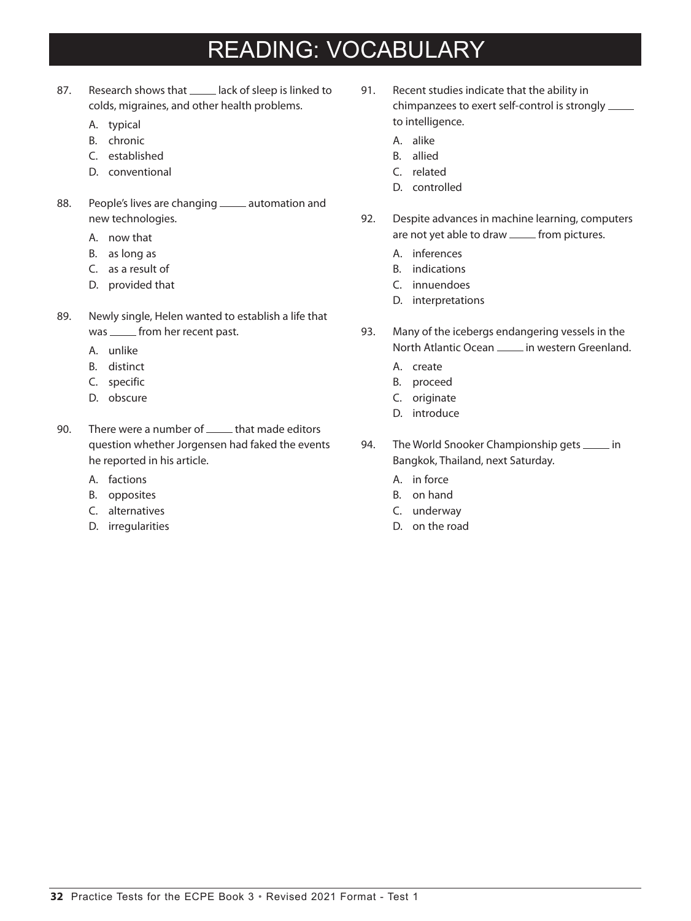# READING: VOCABULARY

87. Research shows that _____ lack of sleep is linked to colds, migraines, and other health problems.

    A. typical
    B. chronic
    C. established
    D. conventional

88. People's lives are changing _____ automation and new technologies.

    A. now that
    B. as long as
    C. as a result of
    D. provided that

89. Newly single, Helen wanted to establish a life that was _____ from her recent past.

    A. unlike
    B. distinct
    C. specific
    D. obscure

90. There were a number of _____ that made editors question whether Jorgensen had faked the events he reported in his article.

    A. factions
    B. opposites
    C. alternatives
    D. irregularities

91. Recent studies indicate that the ability in chimpanzees to exert self-control is strongly _____ to intelligence.

    A. alike
    B. allied
    C. related
    D. controlled

92. Despite advances in machine learning, computers are not yet able to draw _____ from pictures.

    A. inferences
    B. indications
    C. innuendoes
    D. interpretations

93. Many of the icebergs endangering vessels in the North Atlantic Ocean _____ in western Greenland.

    A. create
    B. proceed
    C. originate
    D. introduce

94. The World Snooker Championship gets _____ in Bangkok, Thailand, next Saturday.

    A. in force
    B. on hand
    C. underway
    D. on the road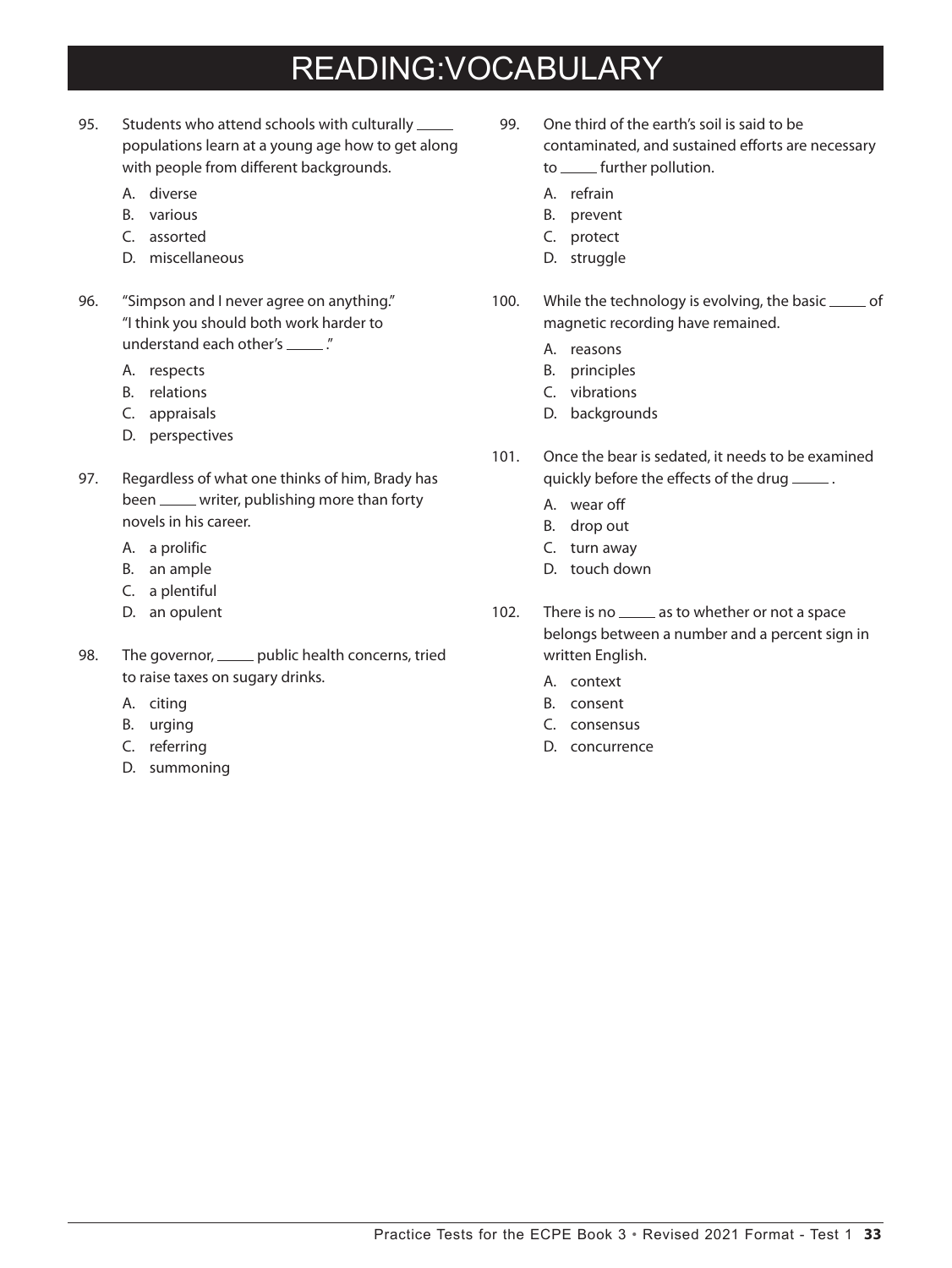# READING:VOCABULARY

95. Students who attend schools with culturally _____ populations learn at a young age how to get along with people from different backgrounds.

    A. diverse
    B. various
    C. assorted
    D. miscellaneous

96. "Simpson and I never agree on anything." "I think you should both work harder to understand each other's _____."

    A. respects
    B. relations
    C. appraisals
    D. perspectives

97. Regardless of what one thinks of him, Brady has been _____ writer, publishing more than forty novels in his career.

    A. a prolific
    B. an ample
    C. a plentiful
    D. an opulent

98. The governor, _____ public health concerns, tried to raise taxes on sugary drinks.

    A. citing
    B. urging
    C. referring
    D. summoning

99. One third of the earth's soil is said to be contaminated, and sustained efforts are necessary to _____ further pollution.

    A. refrain
    B. prevent
    C. protect
    D. struggle

100. While the technology is evolving, the basic _____ of magnetic recording have remained.

    A. reasons
    B. principles
    C. vibrations
    D. backgrounds

101. Once the bear is sedated, it needs to be examined quickly before the effects of the drug _____.

    A. wear off
    B. drop out
    C. turn away
    D. touch down

102. There is no _____ as to whether or not a space belongs between a number and a percent sign in written English.

    A. context
    B. consent
    C. consensus
    D. concurrence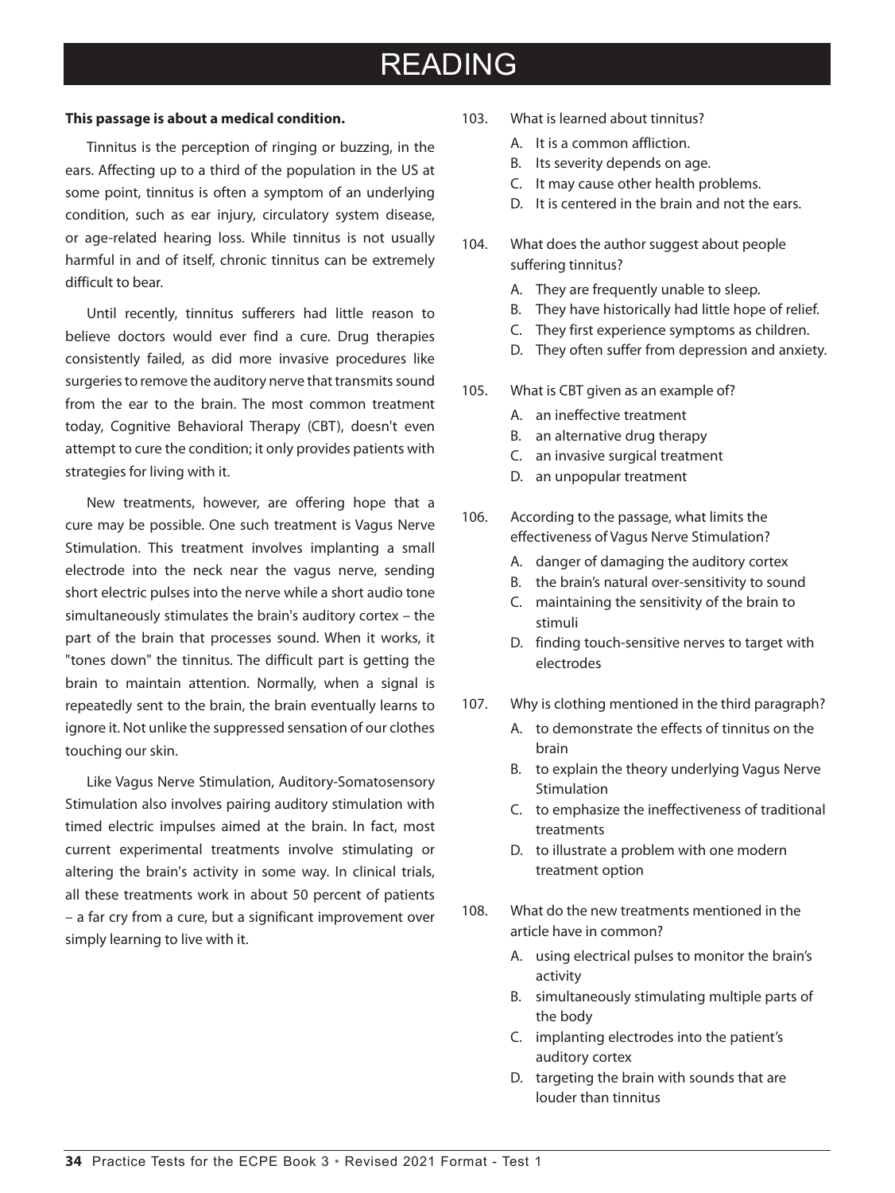# READING

**This passage is about a medical condition.**

Tinnitus is the perception of ringing or buzzing, in the ears. Affecting up to a third of the population in the US at some point, tinnitus is often a symptom of an underlying condition, such as ear injury, circulatory system disease, or age-related hearing loss. While tinnitus is not usually harmful in and of itself, chronic tinnitus can be extremely difficult to bear.

Until recently, tinnitus sufferers had little reason to believe doctors would ever find a cure. Drug therapies consistently failed, as did more invasive procedures like surgeries to remove the auditory nerve that transmits sound from the ear to the brain. The most common treatment today, Cognitive Behavioral Therapy (CBT), doesn't even attempt to cure the condition; it only provides patients with strategies for living with it.

New treatments, however, are offering hope that a cure may be possible. One such treatment is Vagus Nerve Stimulation. This treatment involves implanting a small electrode into the neck near the vagus nerve, sending short electric pulses into the nerve while a short audio tone simultaneously stimulates the brain's auditory cortex – the part of the brain that processes sound. When it works, it "tones down" the tinnitus. The difficult part is getting the brain to maintain attention. Normally, when a signal is repeatedly sent to the brain, the brain eventually learns to ignore it. Not unlike the suppressed sensation of our clothes touching our skin.

Like Vagus Nerve Stimulation, Auditory-Somatosensory Stimulation also involves pairing auditory stimulation with timed electric impulses aimed at the brain. In fact, most current experimental treatments involve stimulating or altering the brain's activity in some way. In clinical trials, all these treatments work in about 50 percent of patients – a far cry from a cure, but a significant improvement over simply learning to live with it.

103. What is learned about tinnitus?
   - A. It is a common affliction.
   - B. Its severity depends on age.
   - C. It may cause other health problems.
   - D. It is centered in the brain and not the ears.

104. What does the author suggest about people suffering tinnitus?
   - A. They are frequently unable to sleep.
   - B. They have historically had little hope of relief.
   - C. They first experience symptoms as children.
   - D. They often suffer from depression and anxiety.

105. What is CBT given as an example of?
   - A. an ineffective treatment
   - B. an alternative drug therapy
   - C. an invasive surgical treatment
   - D. an unpopular treatment

106. According to the passage, what limits the effectiveness of Vagus Nerve Stimulation?
   - A. danger of damaging the auditory cortex
   - B. the brain's natural over-sensitivity to sound
   - C. maintaining the sensitivity of the brain to stimuli
   - D. finding touch-sensitive nerves to target with electrodes

107. Why is clothing mentioned in the third paragraph?
   - A. to demonstrate the effects of tinnitus on the brain
   - B. to explain the theory underlying Vagus Nerve Stimulation
   - C. to emphasize the ineffectiveness of traditional treatments
   - D. to illustrate a problem with one modern treatment option

108. What do the new treatments mentioned in the article have in common?
   - A. using electrical pulses to monitor the brain's activity
   - B. simultaneously stimulating multiple parts of the body
   - C. implanting electrodes into the patient's auditory cortex
   - D. targeting the brain with sounds that are louder than tinnitus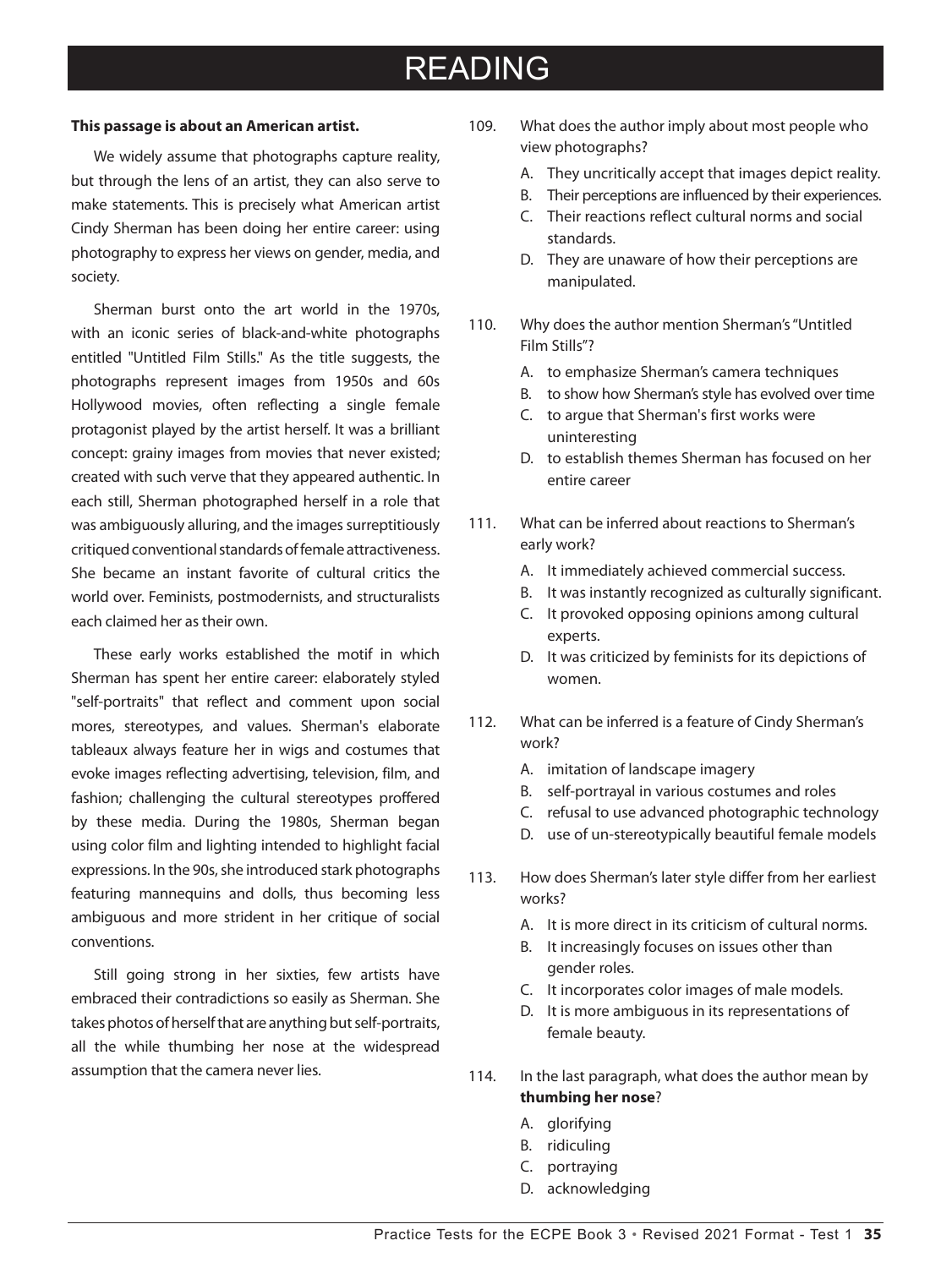# READING

**This passage is about an American artist.**

We widely assume that photographs capture reality, but through the lens of an artist, they can also serve to make statements. This is precisely what American artist Cindy Sherman has been doing her entire career: using photography to express her views on gender, media, and society.

Sherman burst onto the art world in the 1970s, with an iconic series of black-and-white photographs entitled "Untitled Film Stills." As the title suggests, the photographs represent images from 1950s and 60s Hollywood movies, often reflecting a single female protagonist played by the artist herself. It was a brilliant concept: grainy images from movies that never existed; created with such verve that they appeared authentic. In each still, Sherman photographed herself in a role that was ambiguously alluring, and the images surreptitiously critiqued conventional standards of female attractiveness. She became an instant favorite of cultural critics the world over. Feminists, postmodernists, and structuralists each claimed her as their own.

These early works established the motif in which Sherman has spent her entire career: elaborately styled "self-portraits" that reflect and comment upon social mores, stereotypes, and values. Sherman's elaborate tableaux always feature her in wigs and costumes that evoke images reflecting advertising, television, film, and fashion; challenging the cultural stereotypes proffered by these media. During the 1980s, Sherman began using color film and lighting intended to highlight facial expressions. In the 90s, she introduced stark photographs featuring mannequins and dolls, thus becoming less ambiguous and more strident in her critique of social conventions.

Still going strong in her sixties, few artists have embraced their contradictions so easily as Sherman. She takes photos of herself that are anything but self-portraits, all the while thumbing her nose at the widespread assumption that the camera never lies.

109. What does the author imply about most people who view photographs?
   - A. They uncritically accept that images depict reality.
   - B. Their perceptions are influenced by their experiences.
   - C. Their reactions reflect cultural norms and social standards.
   - D. They are unaware of how their perceptions are manipulated.

110. Why does the author mention Sherman's "Untitled Film Stills"?
   - A. to emphasize Sherman's camera techniques
   - B. to show how Sherman's style has evolved over time
   - C. to argue that Sherman's first works were uninteresting
   - D. to establish themes Sherman has focused on her entire career

111. What can be inferred about reactions to Sherman's early work?
   - A. It immediately achieved commercial success.
   - B. It was instantly recognized as culturally significant.
   - C. It provoked opposing opinions among cultural experts.
   - D. It was criticized by feminists for its depictions of women.

112. What can be inferred is a feature of Cindy Sherman's work?
   - A. imitation of landscape imagery
   - B. self-portrayal in various costumes and roles
   - C. refusal to use advanced photographic technology
   - D. use of un-stereotypically beautiful female models

113. How does Sherman's later style differ from her earliest works?
   - A. It is more direct in its criticism of cultural norms.
   - B. It increasingly focuses on issues other than gender roles.
   - C. It incorporates color images of male models.
   - D. It is more ambiguous in its representations of female beauty.

114. In the last paragraph, what does the author mean by **thumbing her nose**?
   - A. glorifying
   - B. ridiculing
   - C. portraying
   - D. acknowledging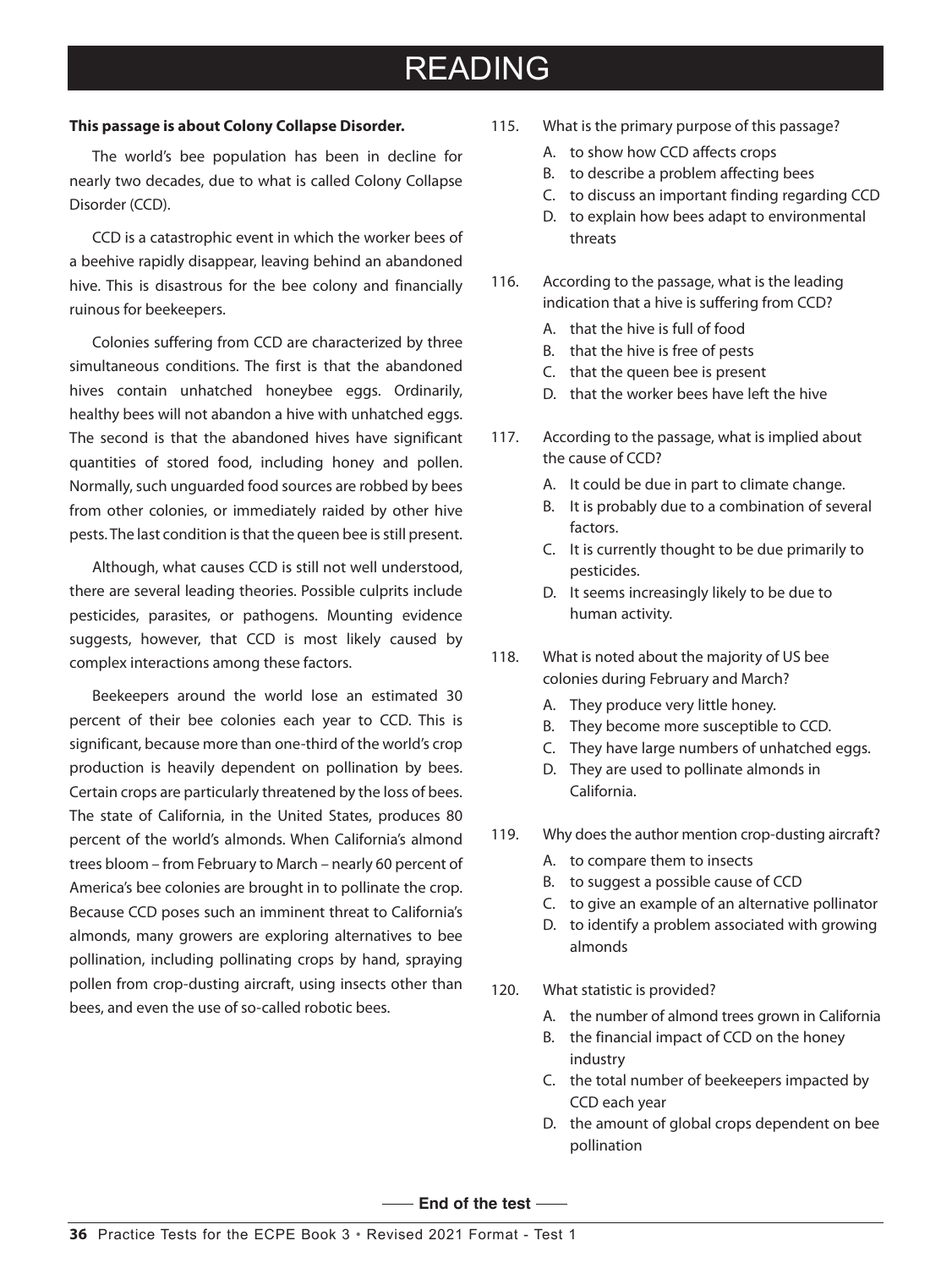# READING

**This passage is about Colony Collapse Disorder.**

The world's bee population has been in decline for nearly two decades, due to what is called Colony Collapse Disorder (CCD).

CCD is a catastrophic event in which the worker bees of a beehive rapidly disappear, leaving behind an abandoned hive. This is disastrous for the bee colony and financially ruinous for beekeepers.

Colonies suffering from CCD are characterized by three simultaneous conditions. The first is that the abandoned hives contain unhatched honeybee eggs. Ordinarily, healthy bees will not abandon a hive with unhatched eggs. The second is that the abandoned hives have significant quantities of stored food, including honey and pollen. Normally, such unguarded food sources are robbed by bees from other colonies, or immediately raided by other hive pests. The last condition is that the queen bee is still present.

Although, what causes CCD is still not well understood, there are several leading theories. Possible culprits include pesticides, parasites, or pathogens. Mounting evidence suggests, however, that CCD is most likely caused by complex interactions among these factors.

Beekeepers around the world lose an estimated 30 percent of their bee colonies each year to CCD. This is significant, because more than one-third of the world's crop production is heavily dependent on pollination by bees. Certain crops are particularly threatened by the loss of bees. The state of California, in the United States, produces 80 percent of the world's almonds. When California's almond trees bloom – from February to March – nearly 60 percent of America's bee colonies are brought in to pollinate the crop. Because CCD poses such an imminent threat to California's almonds, many growers are exploring alternatives to bee pollination, including pollinating crops by hand, spraying pollen from crop-dusting aircraft, using insects other than bees, and even the use of so-called robotic bees.

115. What is the primary purpose of this passage?
   A. to show how CCD affects crops
   B. to describe a problem affecting bees
   C. to discuss an important finding regarding CCD
   D. to explain how bees adapt to environmental threats

116. According to the passage, what is the leading indication that a hive is suffering from CCD?
   A. that the hive is full of food
   B. that the hive is free of pests
   C. that the queen bee is present
   D. that the worker bees have left the hive

117. According to the passage, what is implied about the cause of CCD?
   A. It could be due in part to climate change.
   B. It is probably due to a combination of several factors.
   C. It is currently thought to be due primarily to pesticides.
   D. It seems increasingly likely to be due to human activity.

118. What is noted about the majority of US bee colonies during February and March?
   A. They produce very little honey.
   B. They become more susceptible to CCD.
   C. They have large numbers of unhatched eggs.
   D. They are used to pollinate almonds in California.

119. Why does the author mention crop-dusting aircraft?
   A. to compare them to insects
   B. to suggest a possible cause of CCD
   C. to give an example of an alternative pollinator
   D. to identify a problem associated with growing almonds

120. What statistic is provided?
   A. the number of almond trees grown in California
   B. the financial impact of CCD on the honey industry
   C. the total number of beekeepers impacted by CCD each year
   D. the amount of global crops dependent on bee pollination

—— End of the test ——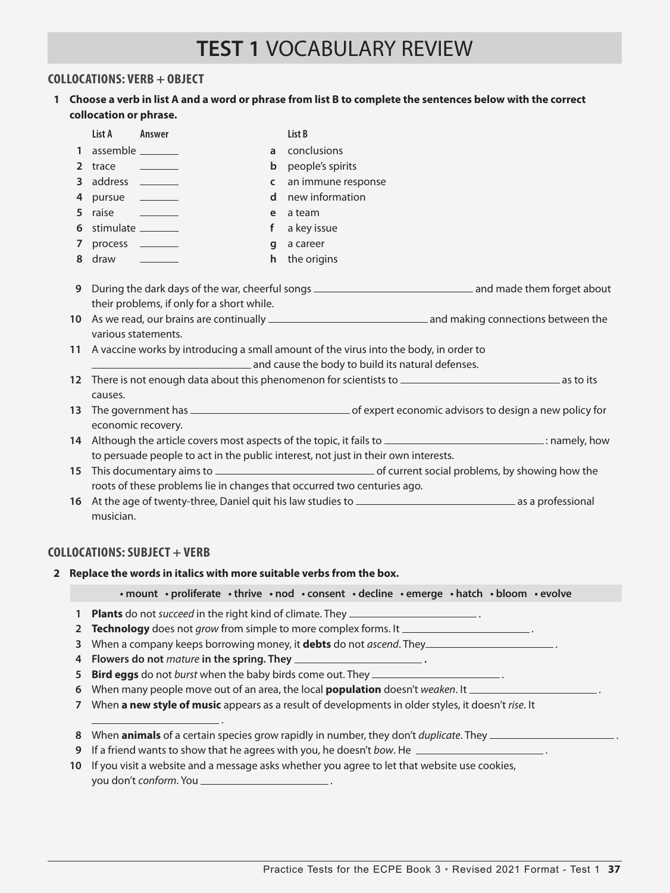# TEST 1 VOCABULARY REVIEW

## COLLOCATIONS: VERB + OBJECT

**1 Choose a verb in list A and a word or phrase from list B to complete the sentences below with the correct collocation or phrase.**

| | List A | Answer | | List B |
|---|---|---|---|---|
| 1 | assemble | ______ | a | conclusions |
| 2 | trace | ______ | b | people's spirits |
| 3 | address | ______ | c | an immune response |
| 4 | pursue | ______ | d | new information |
| 5 | raise | ______ | e | a team |
| 6 | stimulate | ______ | f | a key issue |
| 7 | process | ______ | g | a career |
| 8 | draw | ______ | h | the origins |

9. During the dark days of the war, cheerful songs ____________________ and made them forget about their problems, if only for a short while.
10. As we read, our brains are continually ____________________ and making connections between the various statements.
11. A vaccine works by introducing a small amount of the virus into the body, in order to ____________________ and cause the body to build its natural defenses.
12. There is not enough data about this phenomenon for scientists to ____________________ as to its causes.
13. The government has ____________________ of expert economic advisors to design a new policy for economic recovery.
14. Although the article covers most aspects of the topic, it fails to ____________________: namely, how to persuade people to act in the public interest, not just in their own interests.
15. This documentary aims to ____________________ of current social problems, by showing how the roots of these problems lie in changes that occurred two centuries ago.
16. At the age of twenty-three, Daniel quit his law studies to ____________________ as a professional musician.

## COLLOCATIONS: SUBJECT + VERB

**2 Replace the words in italics with more suitable verbs from the box.**

• mount • proliferate • thrive • nod • consent • decline • emerge • hatch • bloom • evolve

1. **Plants** do not *succeed* in the right kind of climate. They ________________.
2. **Technology** does not *grow* from simple to more complex forms. It ________________.
3. When a company keeps borrowing money, it **debts** do not *ascend*. They________________.
4. **Flowers do not** *mature* **in the spring. They ________________.**
5. **Bird eggs** do not *burst* when the baby birds come out. They ________________.
6. When many people move out of an area, the local **population** doesn't *weaken*. It ________________.
7. When **a new style of music** appears as a result of developments in older styles, it doesn't *rise*. It ________________.
8. When **animals** of a certain species grow rapidly in number, they don't *duplicate*. They ________________.
9. If a friend wants to show that he agrees with you, he doesn't *bow*. He ________________.
10. If you visit a website and a message asks whether you agree to let that website use cookies, you don't *conform*. You ________________.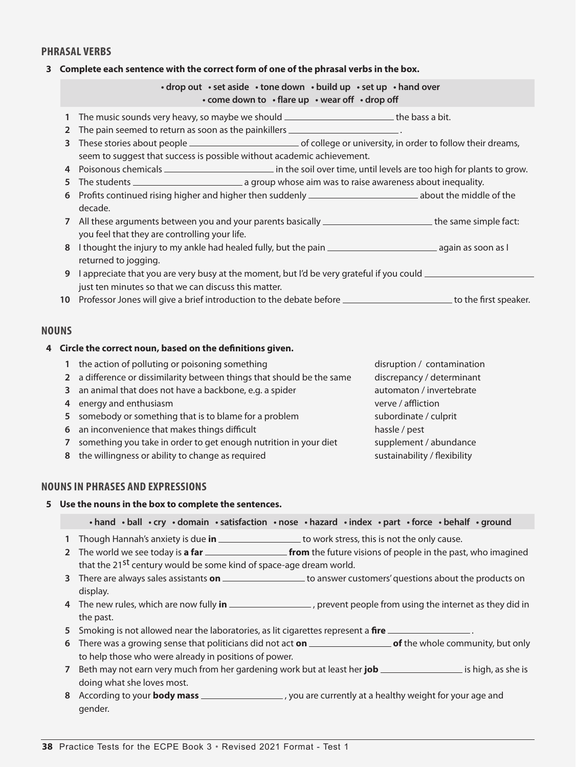## PHRASAL VERBS

**3 Complete each sentence with the correct form of one of the phrasal verbs in the box.**

> **• drop out • set aside • tone down • build up • set up • hand over • come down to • flare up • wear off • drop off**

1. The music sounds very heavy, so maybe we should ______________ the bass a bit.
2. The pain seemed to return as soon as the painkillers ______________ .
3. These stories about people ______________ of college or university, in order to follow their dreams, seem to suggest that success is possible without academic achievement.
4. Poisonous chemicals ______________ in the soil over time, until levels are too high for plants to grow.
5. The students ______________ a group whose aim was to raise awareness about inequality.
6. Profits continued rising higher and higher then suddenly ______________ about the middle of the decade.
7. All these arguments between you and your parents basically ______________ the same simple fact: you feel that they are controlling your life.
8. I thought the injury to my ankle had healed fully, but the pain ______________ again as soon as I returned to jogging.
9. I appreciate that you are very busy at the moment, but I'd be very grateful if you could ______________ just ten minutes so that we can discuss this matter.
10. Professor Jones will give a brief introduction to the debate before ______________ to the first speaker.

## NOUNS

**4 Circle the correct noun, based on the definitions given.**

1. the action of polluting or poisoning something — disruption / contamination
2. a difference or dissimilarity between things that should be the same — discrepancy / determinant
3. an animal that does not have a backbone, e.g. a spider — automaton / invertebrate
4. energy and enthusiasm — verve / affliction
5. somebody or something that is to blame for a problem — subordinate / culprit
6. an inconvenience that makes things difficult — hassle / pest
7. something you take in order to get enough nutrition in your diet — supplement / abundance
8. the willingness or ability to change as required — sustainability / flexibility

## NOUNS IN PHRASES AND EXPRESSIONS

**5 Use the nouns in the box to complete the sentences.**

> **• hand • ball • cry • domain • satisfaction • nose • hazard • index • part • force • behalf • ground**

1. Though Hannah's anxiety is due **in** ______________ to work stress, this is not the only cause.
2. The world we see today is **a far** ______________ **from** the future visions of people in the past, who imagined that the 21st century would be some kind of space-age dream world.
3. There are always sales assistants **on** ______________ to answer customers' questions about the products on display.
4. The new rules, which are now fully **in** ______________ , prevent people from using the internet as they did in the past.
5. Smoking is not allowed near the laboratories, as lit cigarettes represent a **fire** ______________ .
6. There was a growing sense that politicians did not act **on** ______________ **of** the whole community, but only to help those who were already in positions of power.
7. Beth may not earn very much from her gardening work but at least her **job** ______________ is high, as she is doing what she loves most.
8. According to your **body mass** ______________ , you are currently at a healthy weight for your age and gender.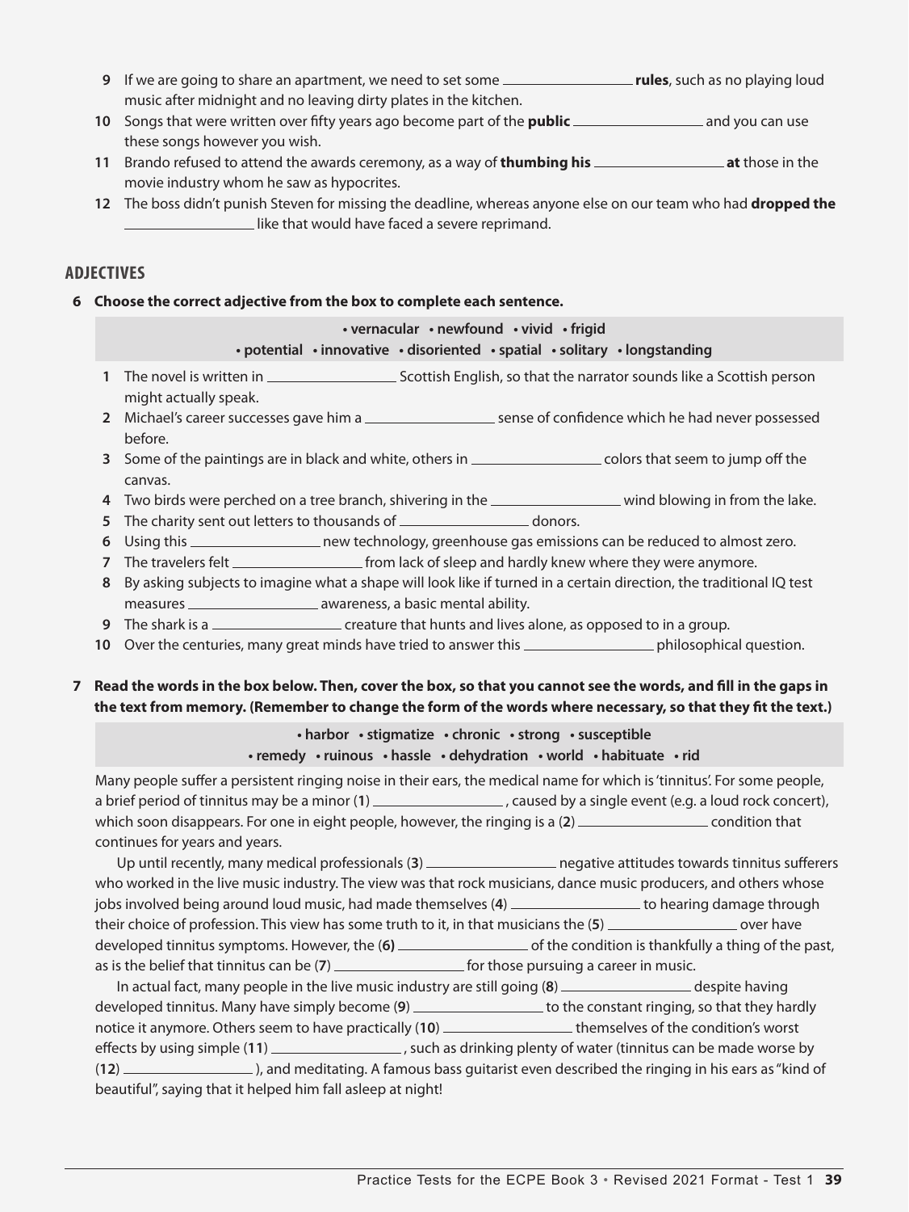9 If we are going to share an apartment, we need to set some _______________ **rules**, such as no playing loud music after midnight and no leaving dirty plates in the kitchen.

10 Songs that were written over fifty years ago become part of the **public** _______________ and you can use these songs however you wish.

11 Brando refused to attend the awards ceremony, as a way of **thumbing his** _______________ **at** those in the movie industry whom he saw as hypocrites.

12 The boss didn't punish Steven for missing the deadline, whereas anyone else on our team who had **dropped the** _______________ like that would have faced a severe reprimand.

## ADJECTIVES

**6 Choose the correct adjective from the box to complete each sentence.**

> **• vernacular • newfound • vivid • frigid**
> **• potential • innovative • disoriented • spatial • solitary • longstanding**

1 The novel is written in _______________ Scottish English, so that the narrator sounds like a Scottish person might actually speak.

2 Michael's career successes gave him a _______________ sense of confidence which he had never possessed before.

3 Some of the paintings are in black and white, others in _______________ colors that seem to jump off the canvas.

4 Two birds were perched on a tree branch, shivering in the _______________ wind blowing in from the lake.

5 The charity sent out letters to thousands of _______________ donors.

6 Using this _______________ new technology, greenhouse gas emissions can be reduced to almost zero.

7 The travelers felt _______________ from lack of sleep and hardly knew where they were anymore.

8 By asking subjects to imagine what a shape will look like if turned in a certain direction, the traditional IQ test measures _______________ awareness, a basic mental ability.

9 The shark is a _______________ creature that hunts and lives alone, as opposed to in a group.

10 Over the centuries, many great minds have tried to answer this _______________ philosophical question.

**7 Read the words in the box below. Then, cover the box, so that you cannot see the words, and fill in the gaps in the text from memory. (Remember to change the form of the words where necessary, so that they fit the text.)**

> **• harbor • stigmatize • chronic • strong • susceptible**
> **• remedy • ruinous • hassle • dehydration • world • habituate • rid**

Many people suffer a persistent ringing noise in their ears, the medical name for which is 'tinnitus'. For some people, a brief period of tinnitus may be a minor (**1**) _______________ , caused by a single event (e.g. a loud rock concert), which soon disappears. For one in eight people, however, the ringing is a (**2**) _______________ condition that continues for years and years.

Up until recently, many medical professionals (**3**) _______________ negative attitudes towards tinnitus sufferers who worked in the live music industry. The view was that rock musicians, dance music producers, and others whose jobs involved being around loud music, had made themselves (**4**) _______________ to hearing damage through their choice of profession. This view has some truth to it, in that musicians the (**5**) _______________ over have developed tinnitus symptoms. However, the (**6**) _______________ of the condition is thankfully a thing of the past, as is the belief that tinnitus can be (**7**) _______________ for those pursuing a career in music.

In actual fact, many people in the live music industry are still going (**8**) _______________ despite having developed tinnitus. Many have simply become (**9**) _______________ to the constant ringing, so that they hardly notice it anymore. Others seem to have practically (**10**) _______________ themselves of the condition's worst effects by using simple (**11**) _______________ , such as drinking plenty of water (tinnitus can be made worse by (**12**) _______________ ), and meditating. A famous bass guitarist even described the ringing in his ears as "kind of beautiful", saying that it helped him fall asleep at night!